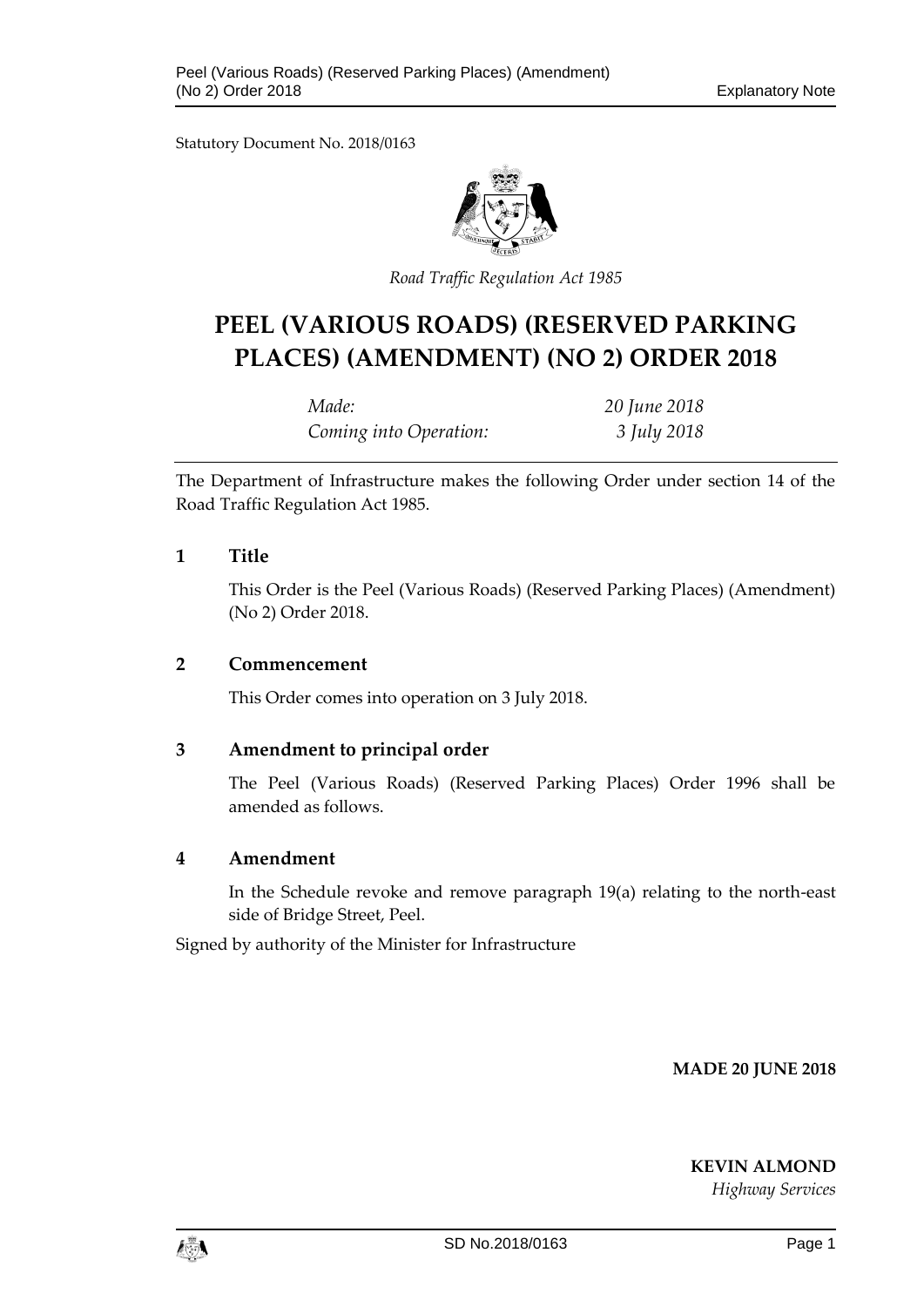Statutory Document No. 2018/0163

*Road Traffic Regulation Act 1985*

# PEEL (VARIOUS ROADS) (RESERVED PARKING PLACES) (AMENDMENT) (NO 2) ORDER 2018

| | |
|---|---|
| *Made:* | *20 June 2018* |
| *Coming into Operation:* | *3 July 2018* |

The Department of Infrastructure makes the following Order under section 14 of the Road Traffic Regulation Act 1985.

## 1 Title

This Order is the Peel (Various Roads) (Reserved Parking Places) (Amendment) (No 2) Order 2018.

## 2 Commencement

This Order comes into operation on 3 July 2018.

## 3 Amendment to principal order

The Peel (Various Roads) (Reserved Parking Places) Order 1996 shall be amended as follows.

## 4 Amendment

In the Schedule revoke and remove paragraph 19(a) relating to the north-east side of Bridge Street, Peel.

Signed by authority of the Minister for Infrastructure

**MADE 20 JUNE 2018**

**KEVIN ALMOND**

*Highway Services*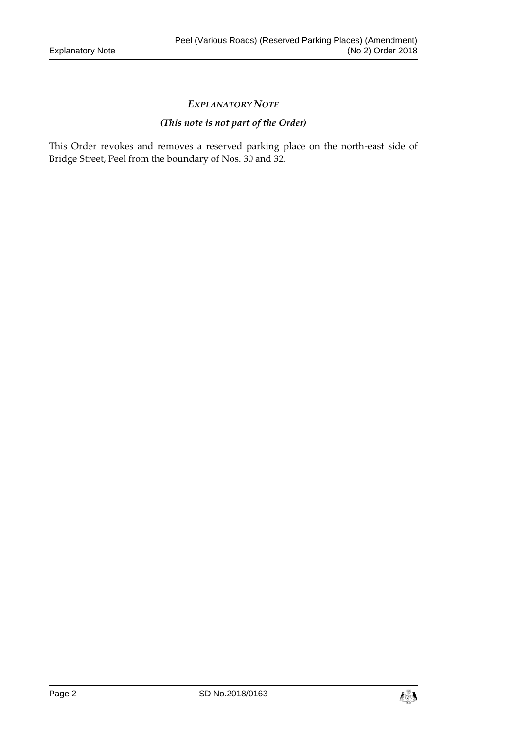## *EXPLANATORY NOTE*

***(This note is not part of the Order)***

This Order revokes and removes a reserved parking place on the north-east side of Bridge Street, Peel from the boundary of Nos. 30 and 32.